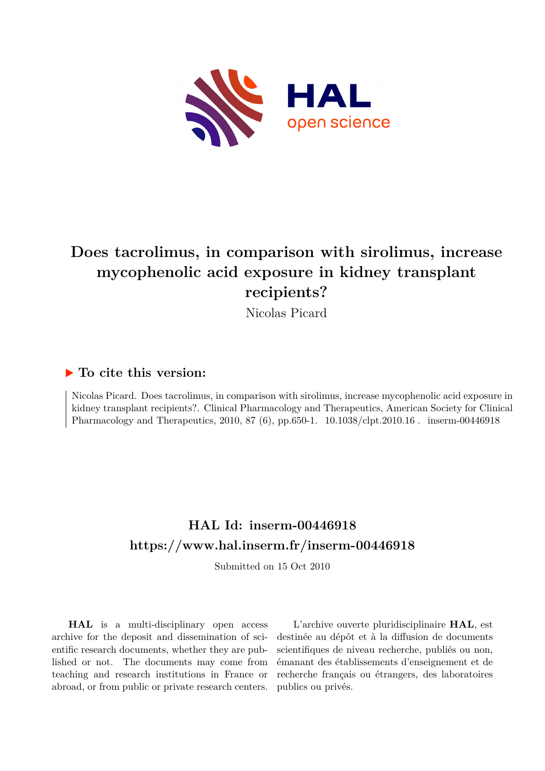# Does tacrolimus, in comparison with sirolimus, increase mycophenolic acid exposure in kidney transplant recipients?

Nicolas Picard

## ▶ To cite this version:

Nicolas Picard. Does tacrolimus, in comparison with sirolimus, increase mycophenolic acid exposure in kidney transplant recipients?. Clinical Pharmacology and Therapeutics, American Society for Clinical Pharmacology and Therapeutics, 2010, 87 (6), pp.650-1. 10.1038/clpt.2010.16 . inserm-00446918

## HAL Id: inserm-00446918

## https://www.hal.inserm.fr/inserm-00446918

Submitted on 15 Oct 2010

**HAL** is a multi-disciplinary open access archive for the deposit and dissemination of scientific research documents, whether they are published or not. The documents may come from teaching and research institutions in France or abroad, or from public or private research centers.

L'archive ouverte pluridisciplinaire **HAL**, est destinée au dépôt et à la diffusion de documents scientifiques de niveau recherche, publiés ou non, émanant des établissements d'enseignement et de recherche français ou étrangers, des laboratoires publics ou privés.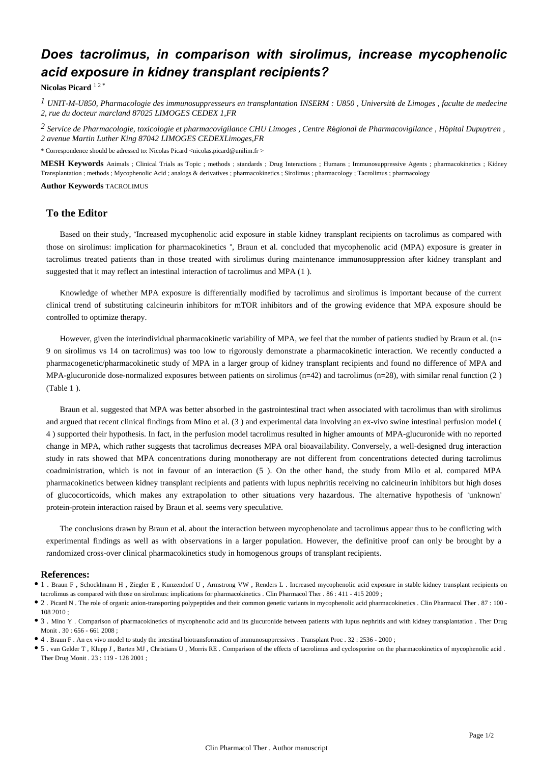# *Does tacrolimus, in comparison with sirolimus, increase mycophenolic acid exposure in kidney transplant recipients?*

**Nicolas Picard** [1 2 *]

[1] *UNIT-M-U850, Pharmacologie des immunosuppresseurs en transplantation INSERM : U850 , Université de Limoges , faculte de medecine 2, rue du docteur marcland 87025 LIMOGES CEDEX 1,FR*

[2] *Service de Pharmacologie, toxicologie et pharmacovigilance CHU Limoges , Centre Régional de Pharmacovigilance , Hôpital Dupuytren , 2 avenue Martin Luther King 87042 LIMOGES CEDEXLimoges,FR*

* Correspondence should be adressed to: Nicolas Picard <nicolas.picard@unilim.fr >

**MESH Keywords** Animals ; Clinical Trials as Topic ; methods ; standards ; Drug Interactions ; Humans ; Immunosuppressive Agents ; pharmacokinetics ; Kidney Transplantation ; methods ; Mycophenolic Acid ; analogs & derivatives ; pharmacokinetics ; Sirolimus ; pharmacology ; Tacrolimus ; pharmacology

**Author Keywords** TACROLIMUS

## To the Editor

Based on their study, "Increased mycophenolic acid exposure in stable kidney transplant recipients on tacrolimus as compared with those on sirolimus: implication for pharmacokinetics ", Braun et al. concluded that mycophenolic acid (MPA) exposure is greater in tacrolimus treated patients than in those treated with sirolimus during maintenance immunosuppression after kidney transplant and suggested that it may reflect an intestinal interaction of tacrolimus and MPA (1 ).

Knowledge of whether MPA exposure is differentially modified by tacrolimus and sirolimus is important because of the current clinical trend of substituting calcineurin inhibitors for mTOR inhibitors and of the growing evidence that MPA exposure should be controlled to optimize therapy.

However, given the interindividual pharmacokinetic variability of MPA, we feel that the number of patients studied by Braun et al. (n= 9 on sirolimus vs 14 on tacrolimus) was too low to rigorously demonstrate a pharmacokinetic interaction. We recently conducted a pharmacogenetic/pharmacokinetic study of MPA in a larger group of kidney transplant recipients and found no difference of MPA and MPA-glucuronide dose-normalized exposures between patients on sirolimus (n=42) and tacrolimus (n=28), with similar renal function (2 ) (Table 1 ).

Braun et al. suggested that MPA was better absorbed in the gastrointestinal tract when associated with tacrolimus than with sirolimus and argued that recent clinical findings from Mino et al. (3 ) and experimental data involving an ex-vivo swine intestinal perfusion model ( 4 ) supported their hypothesis. In fact, in the perfusion model tacrolimus resulted in higher amounts of MPA-glucuronide with no reported change in MPA, which rather suggests that tacrolimus decreases MPA oral bioavailability. Conversely, a well-designed drug interaction study in rats showed that MPA concentrations during monotherapy are not different from concentrations detected during tacrolimus coadministration, which is not in favour of an interaction (5 ). On the other hand, the study from Milo et al. compared MPA pharmacokinetics between kidney transplant recipients and patients with lupus nephritis receiving no calcineurin inhibitors but high doses of glucocorticoids, which makes any extrapolation to other situations very hazardous. The alternative hypothesis of 'unknown' protein-protein interaction raised by Braun et al. seems very speculative.

The conclusions drawn by Braun et al. about the interaction between mycophenolate and tacrolimus appear thus to be conflicting with experimental findings as well as with observations in a larger population. However, the definitive proof can only be brought by a randomized cross-over clinical pharmacokinetics study in homogenous groups of transplant recipients.

## References:

- 1 . Braun F , Schocklmann H , Ziegler E , Kunzendorf U , Armstrong VW , Renders L . Increased mycophenolic acid exposure in stable kidney transplant recipients on tacrolimus as compared with those on sirolimus: implications for pharmacokinetics . Clin Pharmacol Ther . 86 : 411 - 415 2009 ;
- 2 . Picard N . The role of organic anion-transporting polypeptides and their common genetic variants in mycophenolic acid pharmacokinetics . Clin Pharmacol Ther . 87 : 100 - 108 2010 ;
- 3 . Mino Y . Comparison of pharmacokinetics of mycophenolic acid and its glucuronide between patients with lupus nephritis and with kidney transplantation . Ther Drug Monit . 30 : 656 - 661 2008 ;
- 4 . Braun F . An ex vivo model to study the intestinal biotransformation of immunosuppressives . Transplant Proc . 32 : 2536 - 2000 ;
- 5 . van Gelder T , Klupp J , Barten MJ , Christians U , Morris RE . Comparison of the effects of tacrolimus and cyclosporine on the pharmacokinetics of mycophenolic acid . Ther Drug Monit . 23 : 119 - 128 2001 ;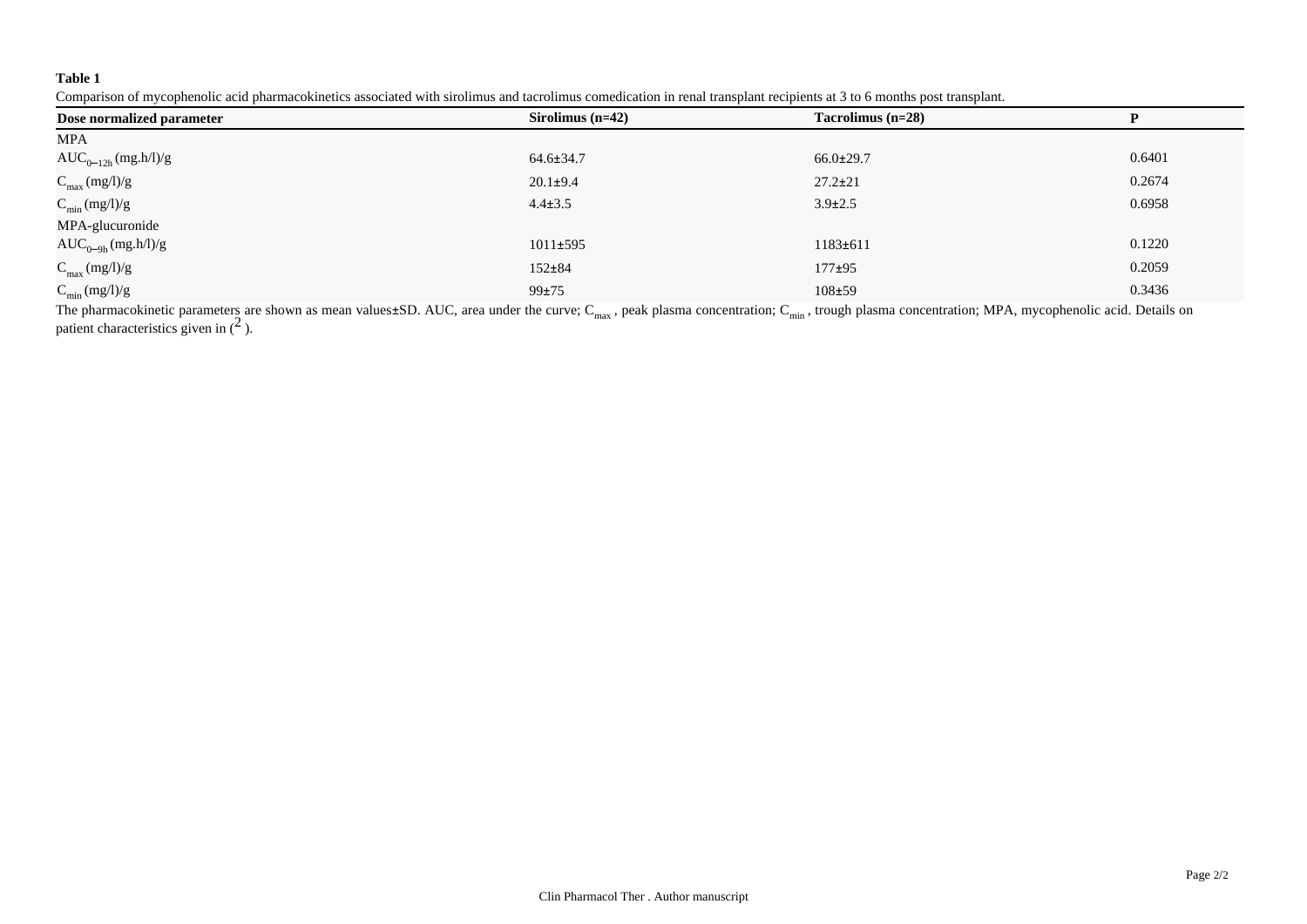**Table 1**

Comparison of mycophenolic acid pharmacokinetics associated with sirolimus and tacrolimus comedication in renal transplant recipients at 3 to 6 months post transplant.

| Dose normalized parameter | Sirolimus (n=42) | Tacrolimus (n=28) | P |
|---|---|---|---|
| MPA | | | |
| $AUC_{0-12h}$ (mg.h/l)/g | 64.6±34.7 | 66.0±29.7 | 0.6401 |
| $C_{max}$ (mg/l)/g | 20.1±9.4 | 27.2±21 | 0.2674 |
| $C_{min}$ (mg/l)/g | 4.4±3.5 | 3.9±2.5 | 0.6958 |
| MPA-glucuronide | | | |
| $AUC_{0-9h}$ (mg.h/l)/g | 1011±595 | 1183±611 | 0.1220 |
| $C_{max}$ (mg/l)/g | 152±84 | 177±95 | 0.2059 |
| $C_{min}$ (mg/l)/g | 99±75 | 108±59 | 0.3436 |

The pharmacokinetic parameters are shown as mean values±SD. AUC, area under the curve; $C_{max}$, peak plasma concentration; $C_{min}$, trough plasma concentration; MPA, mycophenolic acid. Details on patient characteristics given in ([2]).